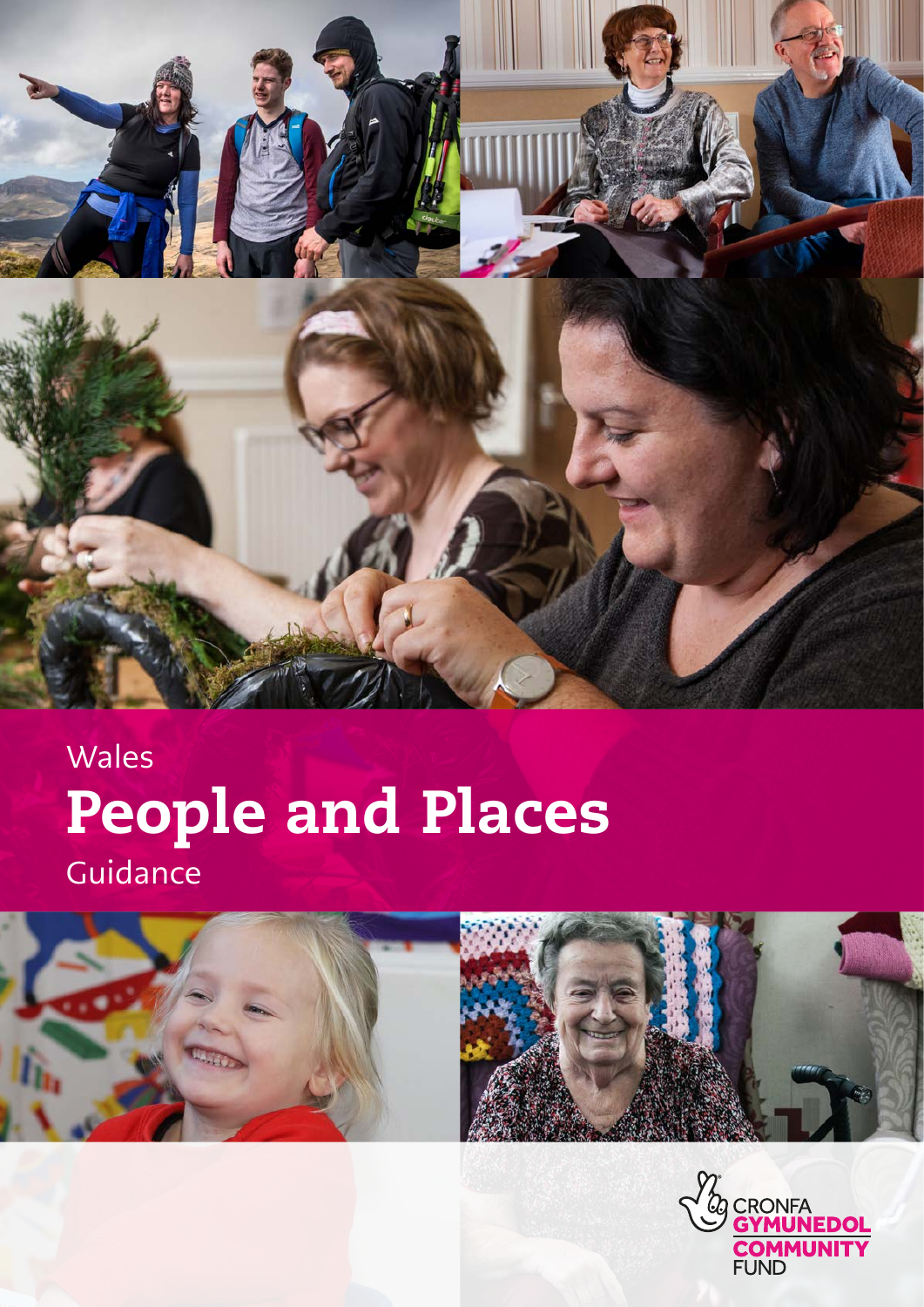Wales

# People and Places

Guidance

CRONFA GYMUNEDOL COMMUNITY FUND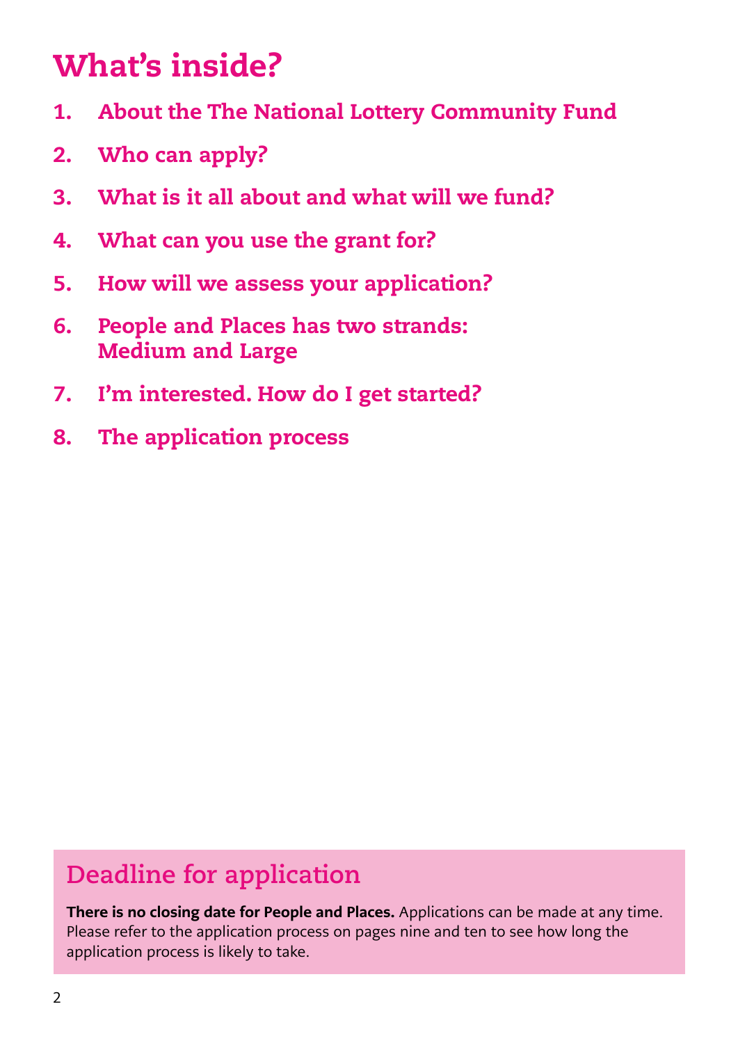# What's inside?

1. **About the The National Lottery Community Fund**
2. **Who can apply?**
3. **What is it all about and what will we fund?**
4. **What can you use the grant for?**
5. **How will we assess your application?**
6. **People and Places has two strands: Medium and Large**
7. **I'm interested. How do I get started?**
8. **The application process**

## Deadline for application

**There is no closing date for People and Places.** Applications can be made at any time. Please refer to the application process on pages nine and ten to see how long the application process is likely to take.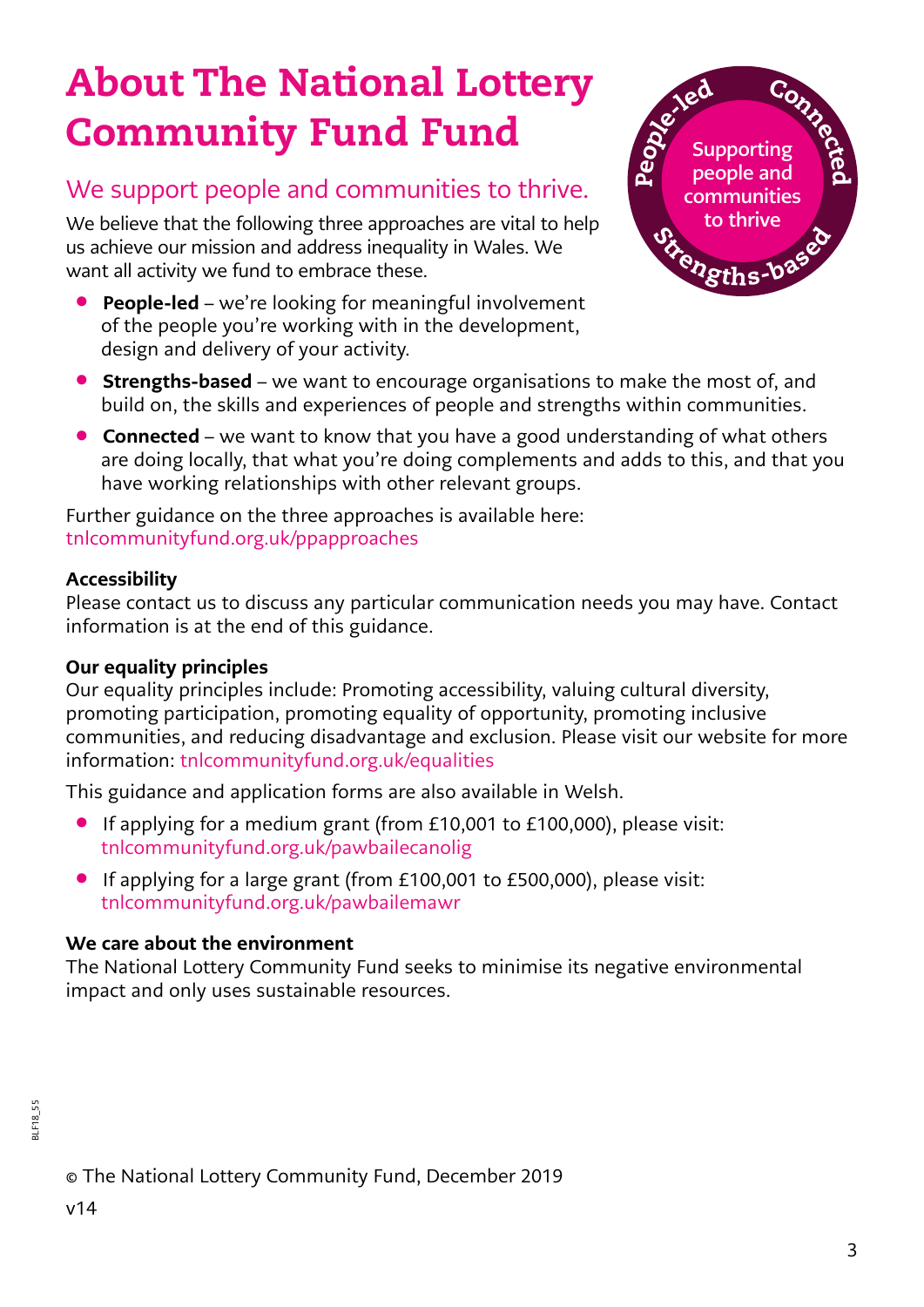# About The National Lottery Community Fund

## We support people and communities to thrive.

We believe that the following three approaches are vital to help us achieve our mission and address inequality in Wales. We want all activity we fund to embrace these.

- **People-led** – we're looking for meaningful involvement of the people you're working with in the development, design and delivery of your activity.
- **Strengths-based** – we want to encourage organisations to make the most of, and build on, the skills and experiences of people and strengths within communities.
- **Connected** – we want to know that you have a good understanding of what others are doing locally, that what you're doing complements and adds to this, and that you have working relationships with other relevant groups.

Further guidance on the three approaches is available here: tnlcommunityfund.org.uk/ppapproaches

**Accessibility**
Please contact us to discuss any particular communication needs you may have. Contact information is at the end of this guidance.

**Our equality principles**
Our equality principles include: Promoting accessibility, valuing cultural diversity, promoting participation, promoting equality of opportunity, promoting inclusive communities, and reducing disadvantage and exclusion. Please visit our website for more information: tnlcommunityfund.org.uk/equalities

This guidance and application forms are also available in Welsh.

- If applying for a medium grant (from £10,001 to £100,000), please visit: tnlcommunityfund.org.uk/pawbailecanolig
- If applying for a large grant (from £100,001 to £500,000), please visit: tnlcommunityfund.org.uk/pawbailemawr

**We care about the environment**
The National Lottery Community Fund seeks to minimise its negative environmental impact and only uses sustainable resources.

BLF18_55

© The National Lottery Community Fund, December 2019

v14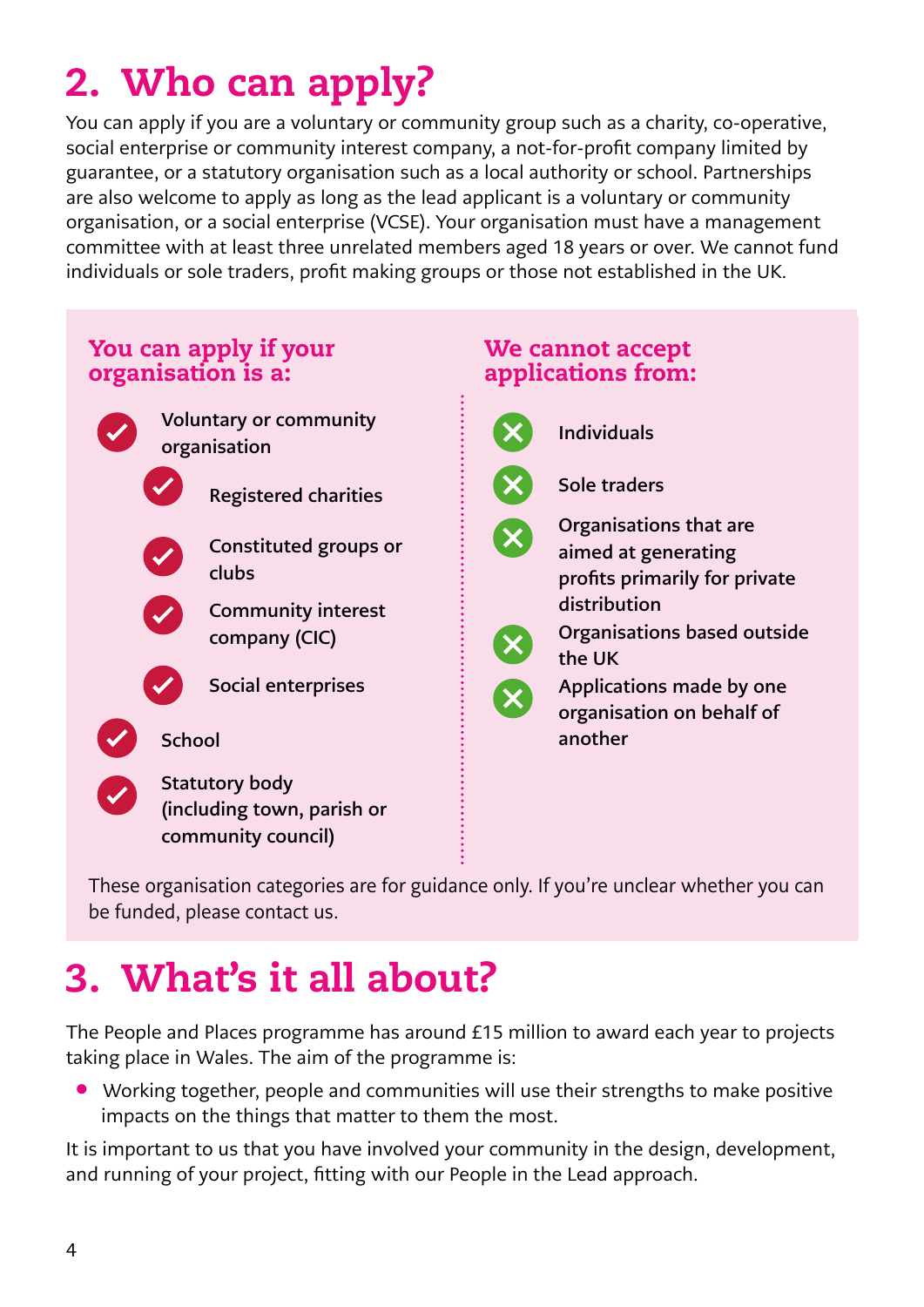## 2. Who can apply?

You can apply if you are a voluntary or community group such as a charity, co-operative, social enterprise or community interest company, a not-for-profit company limited by guarantee, or a statutory organisation such as a local authority or school. Partnerships are also welcome to apply as long as the lead applicant is a voluntary or community organisation, or a social enterprise (VCSE). Your organisation must have a management committee with at least three unrelated members aged 18 years or over. We cannot fund individuals or sole traders, profit making groups or those not established in the UK.

### You can apply if your organisation is a:

- Voluntary or community organisation
  - Registered charities
  - Constituted groups or clubs
  - Community interest company (CIC)
  - Social enterprises
- School
- Statutory body (including town, parish or community council)

### We cannot accept applications from:

- Individuals
- Sole traders
- Organisations that are aimed at generating profits primarily for private distribution
- Organisations based outside the UK
- Applications made by one organisation on behalf of another

These organisation categories are for guidance only. If you're unclear whether you can be funded, please contact us.

## 3. What's it all about?

The People and Places programme has around £15 million to award each year to projects taking place in Wales. The aim of the programme is:

- Working together, people and communities will use their strengths to make positive impacts on the things that matter to them the most.

It is important to us that you have involved your community in the design, development, and running of your project, fitting with our People in the Lead approach.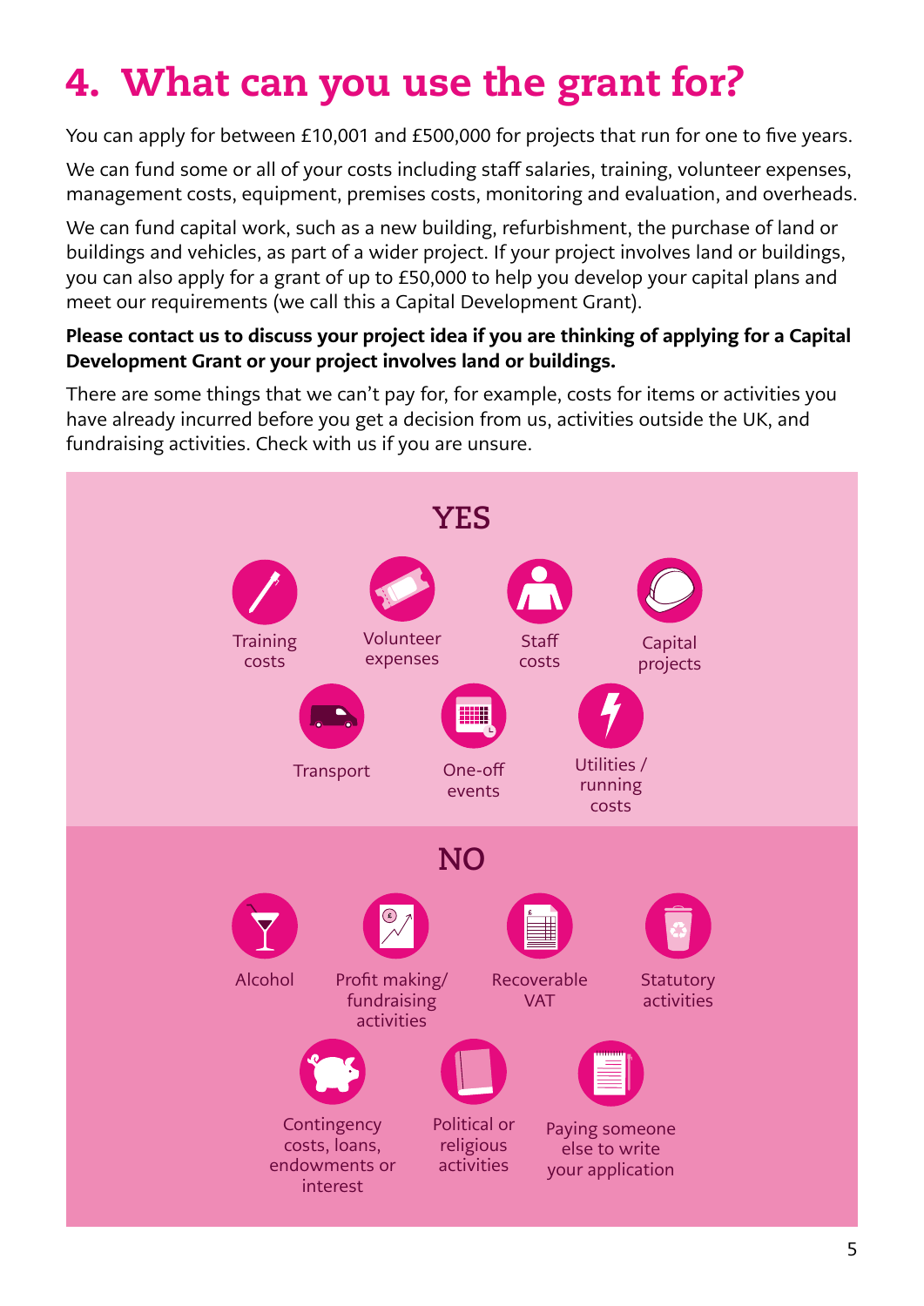# 4. What can you use the grant for?

You can apply for between £10,001 and £500,000 for projects that run for one to five years.

We can fund some or all of your costs including staff salaries, training, volunteer expenses, management costs, equipment, premises costs, monitoring and evaluation, and overheads.

We can fund capital work, such as a new building, refurbishment, the purchase of land or buildings and vehicles, as part of a wider project. If your project involves land or buildings, you can also apply for a grant of up to £50,000 to help you develop your capital plans and meet our requirements (we call this a Capital Development Grant).

**Please contact us to discuss your project idea if you are thinking of applying for a Capital Development Grant or your project involves land or buildings.**

There are some things that we can't pay for, for example, costs for items or activities you have already incurred before you get a decision from us, activities outside the UK, and fundraising activities. Check with us if you are unsure.

## YES

- Training costs
- Volunteer expenses
- Staff costs
- Capital projects
- Transport
- One-off events
- Utilities / running costs

## NO

- Alcohol
- Profit making/ fundraising activities
- Recoverable VAT
- Statutory activities
- Contingency costs, loans, endowments or interest
- Political or religious activities
- Paying someone else to write your application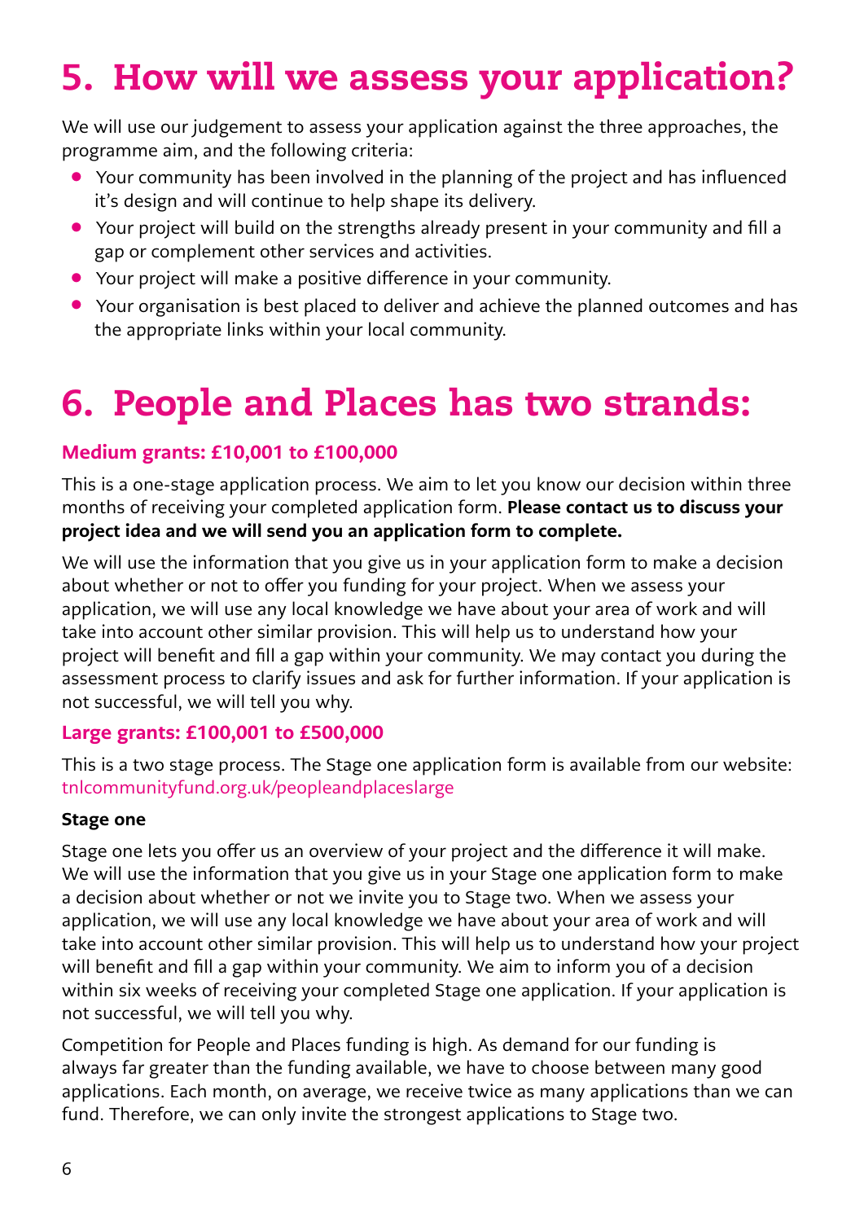# 5. How will we assess your application?

We will use our judgement to assess your application against the three approaches, the programme aim, and the following criteria:

- Your community has been involved in the planning of the project and has influenced it's design and will continue to help shape its delivery.
- Your project will build on the strengths already present in your community and fill a gap or complement other services and activities.
- Your project will make a positive difference in your community.
- Your organisation is best placed to deliver and achieve the planned outcomes and has the appropriate links within your local community.

# 6. People and Places has two strands:

### Medium grants: £10,001 to £100,000

This is a one-stage application process. We aim to let you know our decision within three months of receiving your completed application form. **Please contact us to discuss your project idea and we will send you an application form to complete.**

We will use the information that you give us in your application form to make a decision about whether or not to offer you funding for your project. When we assess your application, we will use any local knowledge we have about your area of work and will take into account other similar provision. This will help us to understand how your project will benefit and fill a gap within your community. We may contact you during the assessment process to clarify issues and ask for further information. If your application is not successful, we will tell you why.

### Large grants: £100,001 to £500,000

This is a two stage process. The Stage one application form is available from our website: tnlcommunityfund.org.uk/peopleandplaceslarge

**Stage one**

Stage one lets you offer us an overview of your project and the difference it will make. We will use the information that you give us in your Stage one application form to make a decision about whether or not we invite you to Stage two. When we assess your application, we will use any local knowledge we have about your area of work and will take into account other similar provision. This will help us to understand how your project will benefit and fill a gap within your community. We aim to inform you of a decision within six weeks of receiving your completed Stage one application. If your application is not successful, we will tell you why.

Competition for People and Places funding is high. As demand for our funding is always far greater than the funding available, we have to choose between many good applications. Each month, on average, we receive twice as many applications than we can fund. Therefore, we can only invite the strongest applications to Stage two.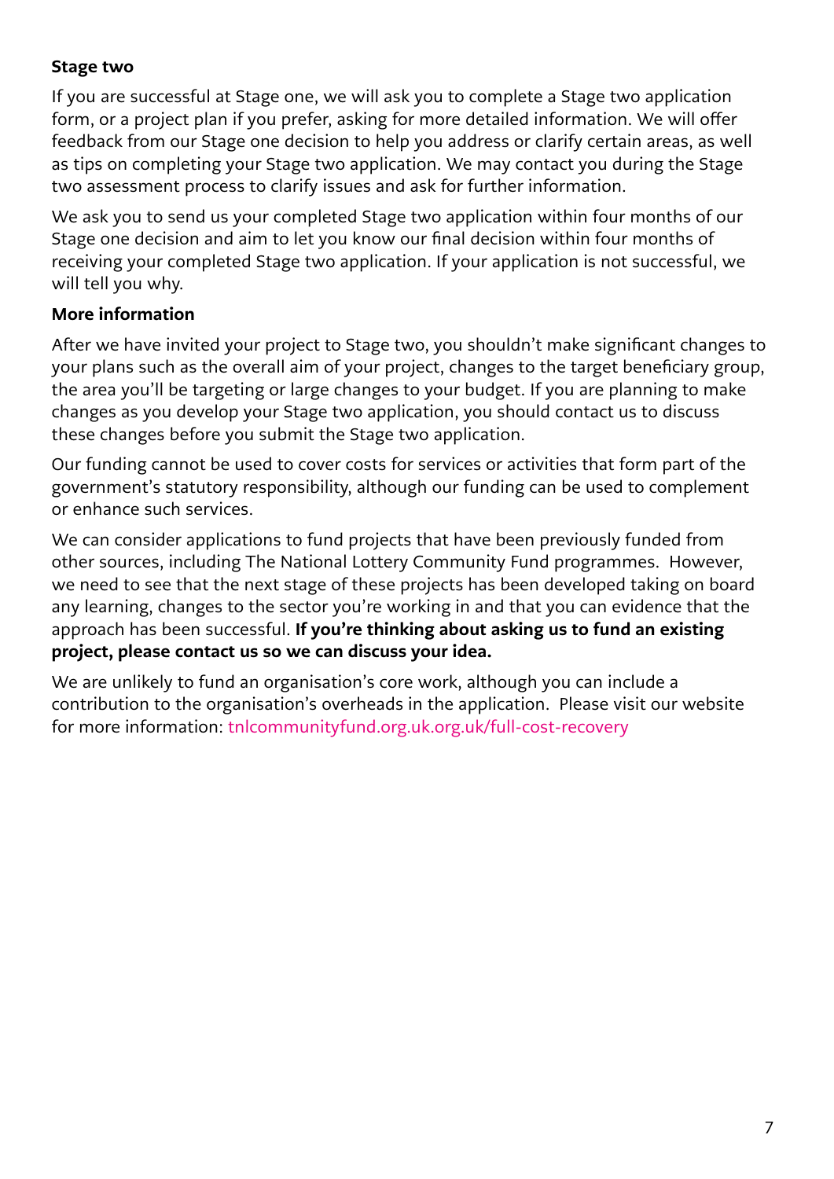**Stage two**

If you are successful at Stage one, we will ask you to complete a Stage two application form, or a project plan if you prefer, asking for more detailed information. We will offer feedback from our Stage one decision to help you address or clarify certain areas, as well as tips on completing your Stage two application. We may contact you during the Stage two assessment process to clarify issues and ask for further information.

We ask you to send us your completed Stage two application within four months of our Stage one decision and aim to let you know our final decision within four months of receiving your completed Stage two application. If your application is not successful, we will tell you why.

**More information**

After we have invited your project to Stage two, you shouldn't make significant changes to your plans such as the overall aim of your project, changes to the target beneficiary group, the area you'll be targeting or large changes to your budget. If you are planning to make changes as you develop your Stage two application, you should contact us to discuss these changes before you submit the Stage two application.

Our funding cannot be used to cover costs for services or activities that form part of the government's statutory responsibility, although our funding can be used to complement or enhance such services.

We can consider applications to fund projects that have been previously funded from other sources, including The National Lottery Community Fund programmes. However, we need to see that the next stage of these projects has been developed taking on board any learning, changes to the sector you're working in and that you can evidence that the approach has been successful. **If you're thinking about asking us to fund an existing project, please contact us so we can discuss your idea.**

We are unlikely to fund an organisation's core work, although you can include a contribution to the organisation's overheads in the application. Please visit our website for more information: tnlcommunityfund.org.uk.org.uk/full-cost-recovery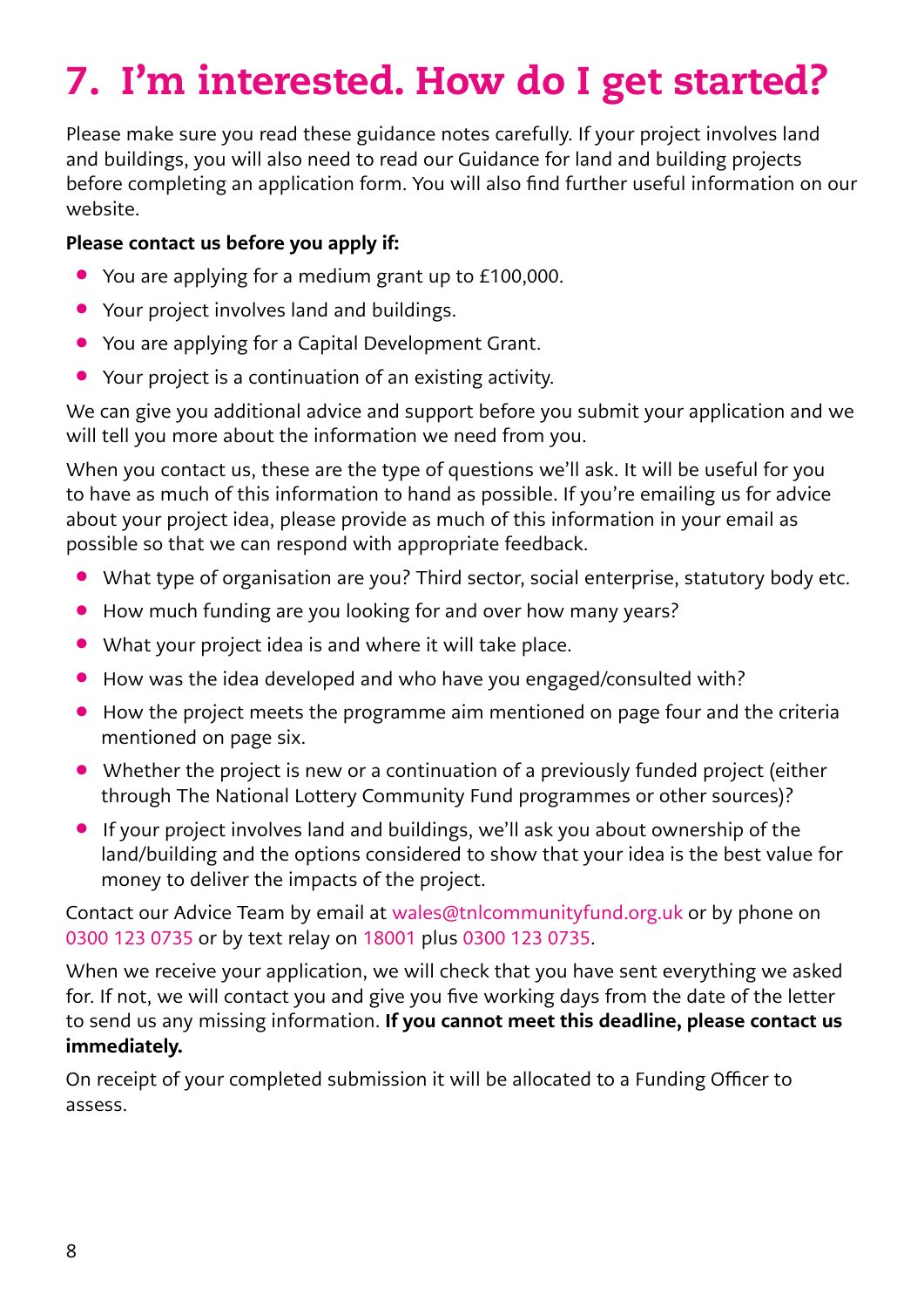# 7. I'm interested. How do I get started?

Please make sure you read these guidance notes carefully. If your project involves land and buildings, you will also need to read our Guidance for land and building projects before completing an application form. You will also find further useful information on our website.

**Please contact us before you apply if:**

- You are applying for a medium grant up to £100,000.
- Your project involves land and buildings.
- You are applying for a Capital Development Grant.
- Your project is a continuation of an existing activity.

We can give you additional advice and support before you submit your application and we will tell you more about the information we need from you.

When you contact us, these are the type of questions we'll ask. It will be useful for you to have as much of this information to hand as possible. If you're emailing us for advice about your project idea, please provide as much of this information in your email as possible so that we can respond with appropriate feedback.

- What type of organisation are you? Third sector, social enterprise, statutory body etc.
- How much funding are you looking for and over how many years?
- What your project idea is and where it will take place.
- How was the idea developed and who have you engaged/consulted with?
- How the project meets the programme aim mentioned on page four and the criteria mentioned on page six.
- Whether the project is new or a continuation of a previously funded project (either through The National Lottery Community Fund programmes or other sources)?
- If your project involves land and buildings, we'll ask you about ownership of the land/building and the options considered to show that your idea is the best value for money to deliver the impacts of the project.

Contact our Advice Team by email at wales@tnlcommunityfund.org.uk or by phone on 0300 123 0735 or by text relay on 18001 plus 0300 123 0735.

When we receive your application, we will check that you have sent everything we asked for. If not, we will contact you and give you five working days from the date of the letter to send us any missing information. **If you cannot meet this deadline, please contact us immediately.**

On receipt of your completed submission it will be allocated to a Funding Officer to assess.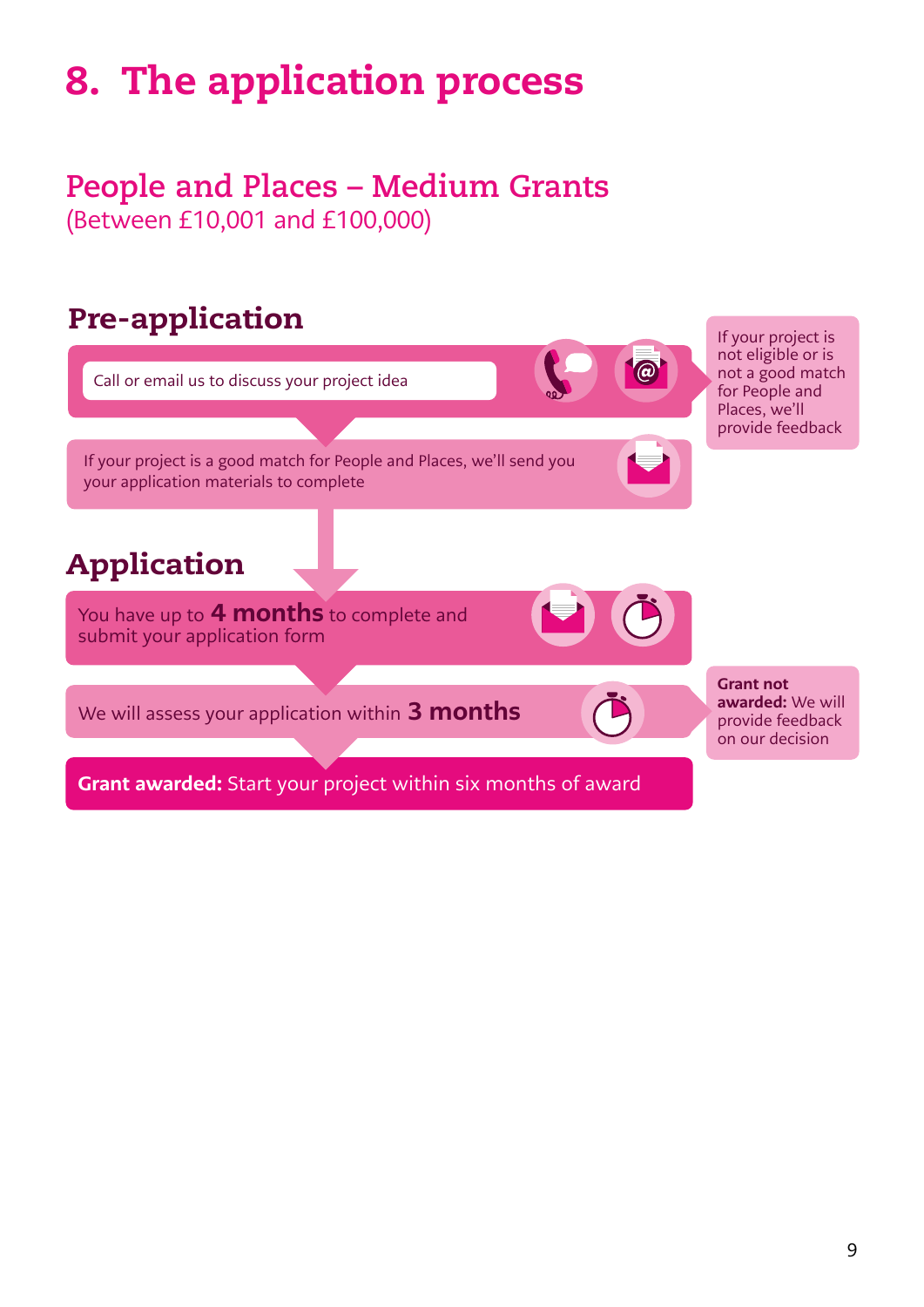# 8. The application process

## People and Places – Medium Grants

(Between £10,001 and £100,000)

### Pre-application

Call or email us to discuss your project idea

If your project is not eligible or is not a good match for People and Places, we'll provide feedback

If your project is a good match for People and Places, we'll send you your application materials to complete

### Application

You have up to **4 months** to complete and submit your application form

We will assess your application within **3 months**

**Grant not awarded:** We will provide feedback on our decision

**Grant awarded:** Start your project within six months of award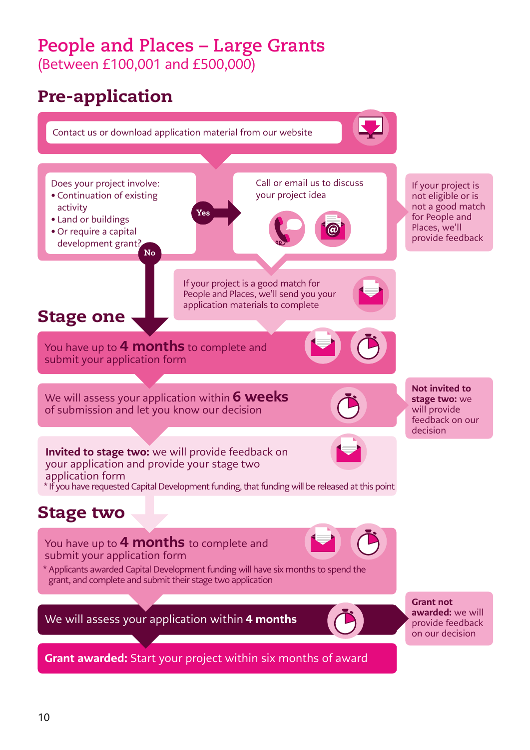# People and Places – Large Grants

(Between £100,001 and £500,000)

## Pre-application

Contact us or download application material from our website

Does your project involve:

- Continuation of existing activity
- Land or buildings
- Or require a capital development grant?

Yes

Call or email us to discuss your project idea

If your project is not eligible or is not a good match for People and Places, we'll provide feedback

No

If your project is a good match for People and Places, we'll send you your application materials to complete

## Stage one

You have up to **4 months** to complete and submit your application form

We will assess your application within **6 weeks** of submission and let you know our decision

**Not invited to stage two:** we will provide feedback on our decision

**Invited to stage two:** we will provide feedback on your application and provide your stage two application form

\* If you have requested Capital Development funding, that funding will be released at this point

## Stage two

You have up to **4 months** to complete and submit your application form

\* Applicants awarded Capital Development funding will have six months to spend the grant, and complete and submit their stage two application

We will assess your application within **4 months**

**Grant not awarded:** we will provide feedback on our decision

**Grant awarded:** Start your project within six months of award